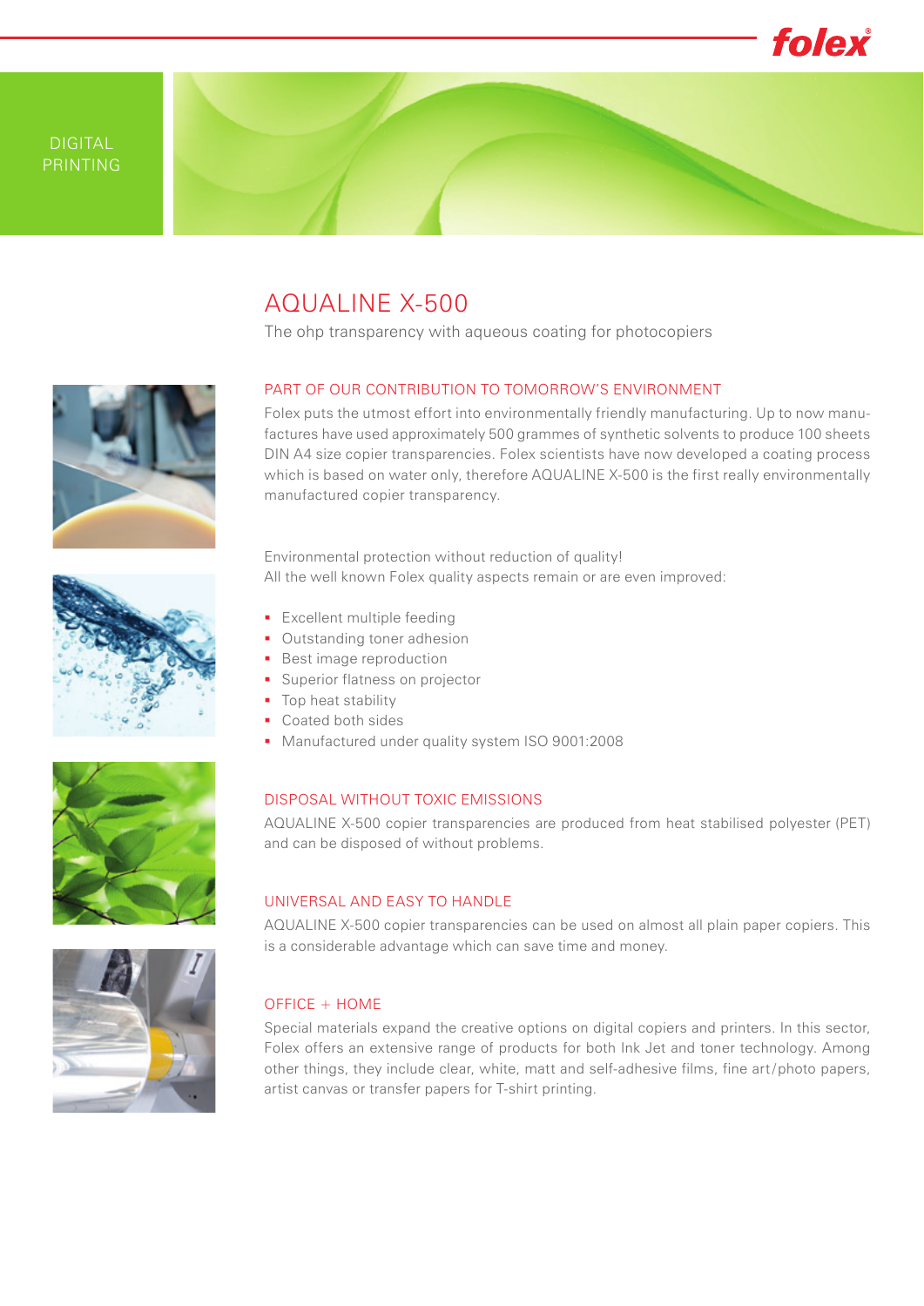DIGITAL PRINTING

# AQUALINE X-500

The ohp transparency with aqueous coating for photocopiers

## PART OF OUR CONTRIBUTION TO TOMORROW'S ENVIRONMENT

Folex puts the utmost effort into environmentally friendly manufacturing. Up to now manufactures have used approximately 500 grammes of synthetic solvents to produce 100 sheets DIN A4 size copier transparencies. Folex scientists have now developed a coating process which is based on water only, therefore AQUALINE X-500 is the first really environmentally manufactured copier transparency.

Environmental protection without reduction of quality!
All the well known Folex quality aspects remain or are even improved:

- Excellent multiple feeding
- Outstanding toner adhesion
- Best image reproduction
- Superior flatness on projector
- Top heat stability
- Coated both sides
- Manufactured under quality system ISO 9001:2008

## DISPOSAL WITHOUT TOXIC EMISSIONS

AQUALINE X-500 copier transparencies are produced from heat stabilised polyester (PET) and can be disposed of without problems.

## UNIVERSAL AND EASY TO HANDLE

AQUALINE X-500 copier transparencies can be used on almost all plain paper copiers. This is a considerable advantage which can save time and money.

## OFFICE + HOME

Special materials expand the creative options on digital copiers and printers. In this sector, Folex offers an extensive range of products for both Ink Jet and toner technology. Among other things, they include clear, white, matt and self-adhesive films, fine art/photo papers, artist canvas or transfer papers for T-shirt printing.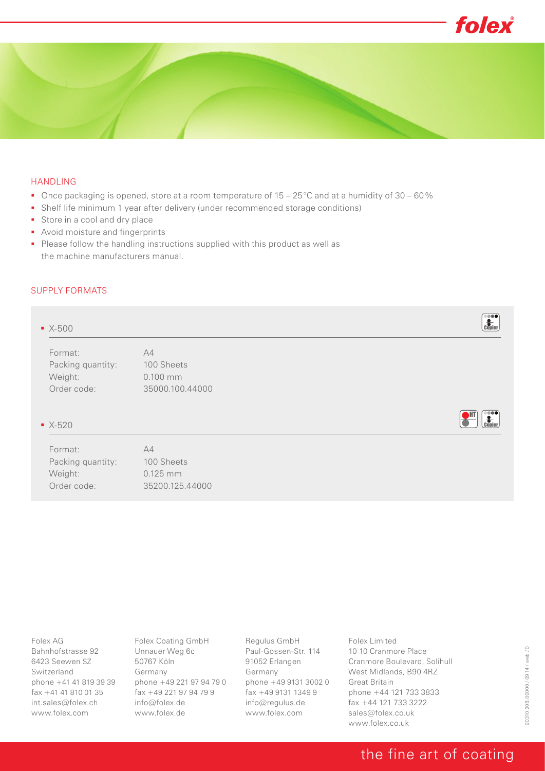## HANDLING

- Once packaging is opened, store at a room temperature of 15 – 25°C and at a humidity of 30 – 60%
- Shelf life minimum 1 year after delivery (under recommended storage conditions)
- Store in a cool and dry place
- Avoid moisture and fingerprints
- Please follow the handling instructions supplied with this product as well as the machine manufacturers manual.

## SUPPLY FORMATS

- X-500

| | |
|---|---|
| Format: | A4 |
| Packing quantity: | 100 Sheets |
| Weight: | 0.100 mm |
| Order code: | 35000.100.44000 |

- X-520

| | |
|---|---|
| Format: | A4 |
| Packing quantity: | 100 Sheets |
| Weight: | 0.125 mm |
| Order code: | 35200.125.44000 |

Folex AG
Bahnhofstrasse 92
6423 Seewen SZ
Switzerland
phone +41 41 819 39 39
fax +41 41 810 01 35
int.sales@folex.ch
www.folex.com

Folex Coating GmbH
Unnauer Weg 6c
50767 Köln
Germany
phone +49 221 97 94 79 0
fax +49 221 97 94 79 9
info@folex.de
www.folex.de

Regulus GmbH
Paul-Gossen-Str. 114
91052 Erlangen
Germany
phone +49 9131 3002 0
fax +49 9131 1349 9
info@regulus.de
www.folex.com

Folex Limited
10 10 Cranmore Place
Cranmore Boulevard, Solihull
West Midlands, B90 4RZ
Great Britain
phone +44 121 733 3833
fax +44 121 733 3222
sales@folex.co.uk
www.folex.co.uk

90310.208.00000 / 09.14 / web / 0

the fine art of coating